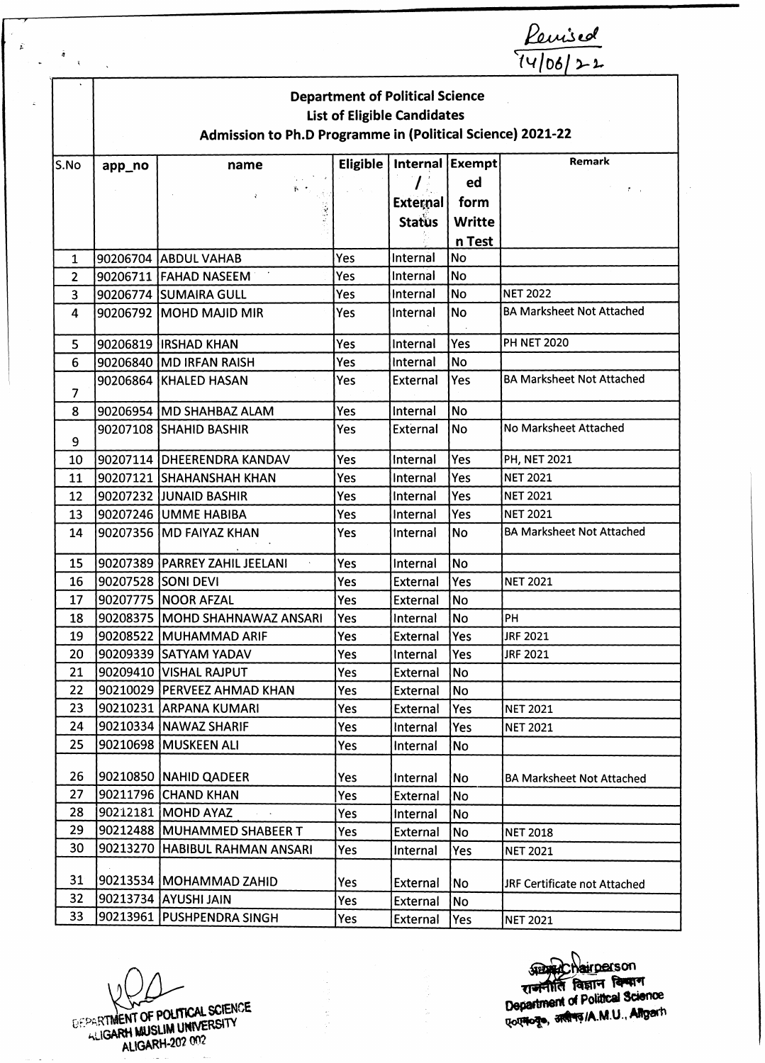Revised 14/06/22

# Department of Political Science

## List of Eligible Candidates

## Admission to Ph.D Programme in (Political Science) 2021-22

| S.No | app_no | name | Eligible | Internal / External Status | Exempted form Written Test | Remark |
|---|---|---|---|---|---|---|
| 1 | 90206704 | ABDUL VAHAB | Yes | Internal | No | |
| 2 | 90206711 | FAHAD NASEEM | Yes | Internal | No | |
| 3 | 90206774 | SUMAIRA GULL | Yes | Internal | No | NET 2022 |
| 4 | 90206792 | MOHD MAJID MIR | Yes | Internal | No | BA Marksheet Not Attached |
| 5 | 90206819 | IRSHAD KHAN | Yes | Internal | Yes | PH NET 2020 |
| 6 | 90206840 | MD IRFAN RAISH | Yes | Internal | No | |
| 7 | 90206864 | KHALED HASAN | Yes | External | Yes | BA Marksheet Not Attached |
| 8 | 90206954 | MD SHAHBAZ ALAM | Yes | Internal | No | |
| 9 | 90207108 | SHAHID BASHIR | Yes | External | No | No Marksheet Attached |
| 10 | 90207114 | DHEERENDRA KANDAV | Yes | Internal | Yes | PH, NET 2021 |
| 11 | 90207121 | SHAHANSHAH KHAN | Yes | Internal | Yes | NET 2021 |
| 12 | 90207232 | JUNAID BASHIR | Yes | Internal | Yes | NET 2021 |
| 13 | 90207246 | UMME HABIBA | Yes | Internal | Yes | NET 2021 |
| 14 | 90207356 | MD FAIYAZ KHAN | Yes | Internal | No | BA Marksheet Not Attached |
| 15 | 90207389 | PARREY ZAHIL JEELANI | Yes | Internal | No | |
| 16 | 90207528 | SONI DEVI | Yes | External | Yes | NET 2021 |
| 17 | 90207775 | NOOR AFZAL | Yes | External | No | |
| 18 | 90208375 | MOHD SHAHNAWAZ ANSARI | Yes | Internal | No | PH |
| 19 | 90208522 | MUHAMMAD ARIF | Yes | External | Yes | JRF 2021 |
| 20 | 90209339 | SATYAM YADAV | Yes | Internal | Yes | JRF 2021 |
| 21 | 90209410 | VISHAL RAJPUT | Yes | External | No | |
| 22 | 90210029 | PERVEEZ AHMAD KHAN | Yes | External | No | |
| 23 | 90210231 | ARPANA KUMARI | Yes | External | Yes | NET 2021 |
| 24 | 90210334 | NAWAZ SHARIF | Yes | Internal | Yes | NET 2021 |
| 25 | 90210698 | MUSKEEN ALI | Yes | Internal | No | |
| 26 | 90210850 | NAHID QADEER | Yes | Internal | No | BA Marksheet Not Attached |
| 27 | 90211796 | CHAND KHAN | Yes | External | No | |
| 28 | 90212181 | MOHD AYAZ | Yes | Internal | No | |
| 29 | 90212488 | MUHAMMED SHABEER T | Yes | External | No | NET 2018 |
| 30 | 90213270 | HABIBUL RAHMAN ANSARI | Yes | Internal | Yes | NET 2021 |
| 31 | 90213534 | MOHAMMAD ZAHID | Yes | External | No | JRF Certificate not Attached |
| 32 | 90213734 | AYUSHI JAIN | Yes | External | No | |
| 33 | 90213961 | PUSHPENDRA SINGH | Yes | External | Yes | NET 2021 |

DEPARTMENT OF POLITICAL SCIENCE
ALIGARH MUSLIM UNIVERSITY
ALIGARH-202 002

अध्यक्ष/Chairperson
राजनीति विज्ञान विभाग
Department of Political Science
ए०मु०वि०, अलीगढ़/A.M.U., Aligarh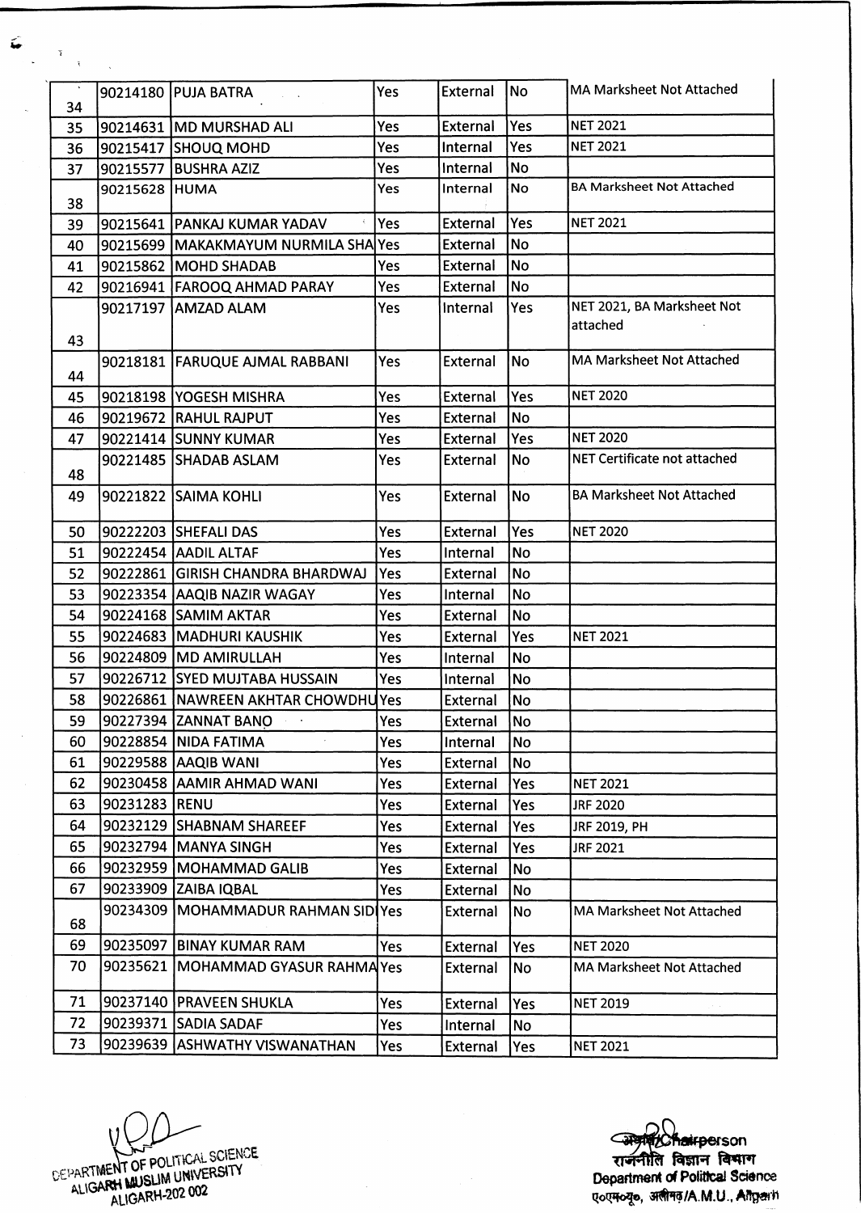| | | | | | | |
|---|---|---|---|---|---|---|
| 34 | 90214180 | PUJA BATRA | Yes | External | No | MA Marksheet Not Attached |
| 35 | 90214631 | MD MURSHAD ALI | Yes | External | Yes | NET 2021 |
| 36 | 90215417 | SHOUQ MOHD | Yes | Internal | Yes | NET 2021 |
| 37 | 90215577 | BUSHRA AZIZ | Yes | Internal | No | |
| 38 | 90215628 | HUMA | Yes | Internal | No | BA Marksheet Not Attached |
| 39 | 90215641 | PANKAJ KUMAR YADAV | Yes | External | Yes | NET 2021 |
| 40 | 90215699 | MAKAKMAYUM NURMILA SHA | Yes | External | No | |
| 41 | 90215862 | MOHD SHADAB | Yes | External | No | |
| 42 | 90216941 | FAROOQ AHMAD PARAY | Yes | External | No | |
| 43 | 90217197 | AMZAD ALAM | Yes | Internal | Yes | NET 2021, BA Marksheet Not attached |
| 44 | 90218181 | FARUQUE AJMAL RABBANI | Yes | External | No | MA Marksheet Not Attached |
| 45 | 90218198 | YOGESH MISHRA | Yes | External | Yes | NET 2020 |
| 46 | 90219672 | RAHUL RAJPUT | Yes | External | No | |
| 47 | 90221414 | SUNNY KUMAR | Yes | External | Yes | NET 2020 |
| 48 | 90221485 | SHADAB ASLAM | Yes | External | No | NET Certificate not attached |
| 49 | 90221822 | SAIMA KOHLI | Yes | External | No | BA Marksheet Not Attached |
| 50 | 90222203 | SHEFALI DAS | Yes | External | Yes | NET 2020 |
| 51 | 90222454 | AADIL ALTAF | Yes | Internal | No | |
| 52 | 90222861 | GIRISH CHANDRA BHARDWAJ | Yes | External | No | |
| 53 | 90223354 | AAQIB NAZIR WAGAY | Yes | Internal | No | |
| 54 | 90224168 | SAMIM AKTAR | Yes | External | No | |
| 55 | 90224683 | MADHURI KAUSHIK | Yes | External | Yes | NET 2021 |
| 56 | 90224809 | MD AMIRULLAH | Yes | Internal | No | |
| 57 | 90226712 | SYED MUJTABA HUSSAIN | Yes | Internal | No | |
| 58 | 90226861 | NAWREEN AKHTAR CHOWDHU | Yes | External | No | |
| 59 | 90227394 | ZANNAT BANO | Yes | External | No | |
| 60 | 90228854 | NIDA FATIMA | Yes | Internal | No | |
| 61 | 90229588 | AAQIB WANI | Yes | External | No | |
| 62 | 90230458 | AAMIR AHMAD WANI | Yes | External | Yes | NET 2021 |
| 63 | 90231283 | RENU | Yes | External | Yes | JRF 2020 |
| 64 | 90232129 | SHABNAM SHAREEF | Yes | External | Yes | JRF 2019, PH |
| 65 | 90232794 | MANYA SINGH | Yes | External | Yes | JRF 2021 |
| 66 | 90232959 | MOHAMMAD GALIB | Yes | External | No | |
| 67 | 90233909 | ZAIBA IQBAL | Yes | External | No | |
| 68 | 90234309 | MOHAMMADUR RAHMAN SID | Yes | External | No | MA Marksheet Not Attached |
| 69 | 90235097 | BINAY KUMAR RAM | Yes | External | Yes | NET 2020 |
| 70 | 90235621 | MOHAMMAD GYASUR RAHMA | Yes | External | No | MA Marksheet Not Attached |
| 71 | 90237140 | PRAVEEN SHUKLA | Yes | External | Yes | NET 2019 |
| 72 | 90239371 | SADIA SADAF | Yes | Internal | No | |
| 73 | 90239639 | ASHWATHY VISWANATHAN | Yes | External | Yes | NET 2021 |

DEPARTMENT OF POLITICAL SCIENCE
ALIGARH MUSLIM UNIVERSITY
ALIGARH-202 002

अध्यक्ष/Chairperson
राजनीति विज्ञान विभाग
Department of Political Science
ए०एम०यू०, अलीगढ़/A.M.U., Aligarh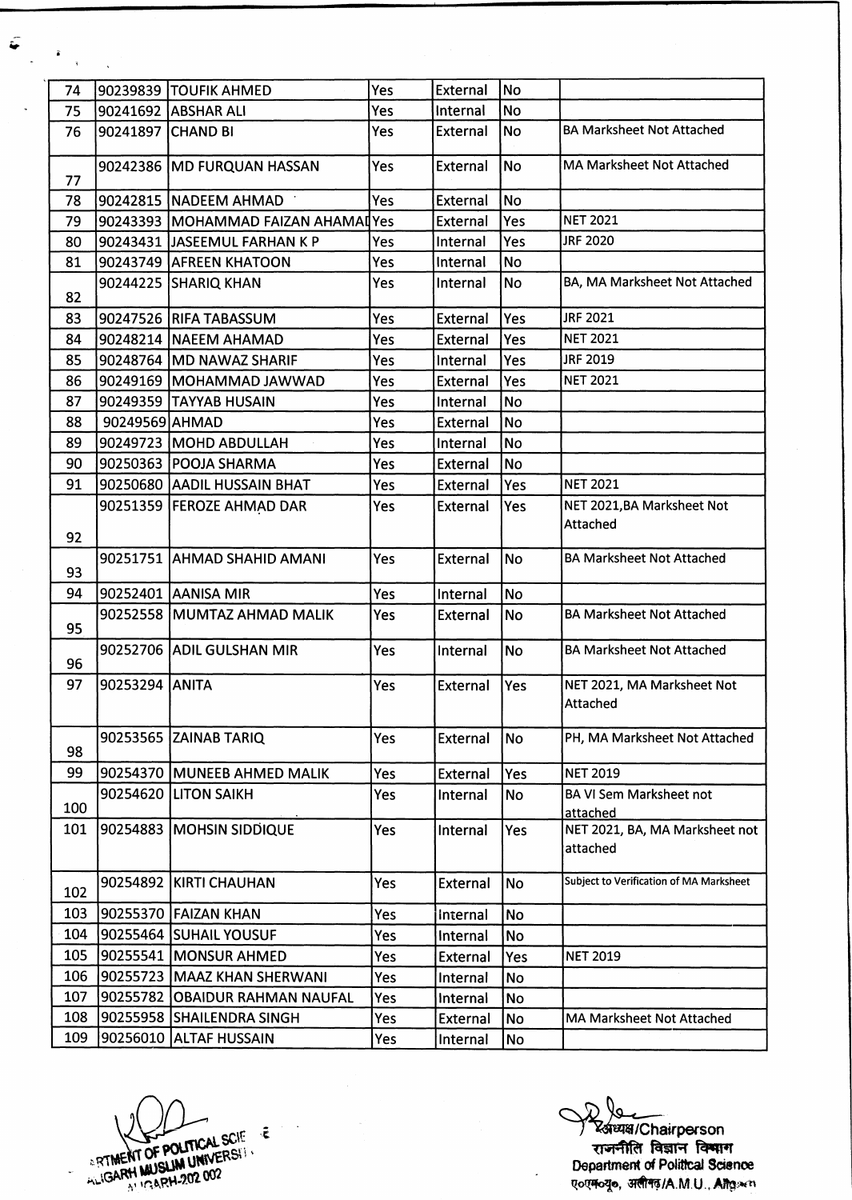| 74 | 90239839 | TOUFIK AHMED | Yes | External | No | |
|---|---|---|---|---|---|---|
| 75 | 90241692 | ABSHAR ALI | Yes | Internal | No | |
| 76 | 90241897 | CHAND BI | Yes | External | No | BA Marksheet Not Attached |
| 77 | 90242386 | MD FURQUAN HASSAN | Yes | External | No | MA Marksheet Not Attached |
| 78 | 90242815 | NADEEM AHMAD | Yes | External | No | |
| 79 | 90243393 | MOHAMMAD FAIZAN AHAMAD | Yes | External | Yes | NET 2021 |
| 80 | 90243431 | JASEEMUL FARHAN K P | Yes | Internal | Yes | JRF 2020 |
| 81 | 90243749 | AFREEN KHATOON | Yes | Internal | No | |
| 82 | 90244225 | SHARIQ KHAN | Yes | Internal | No | BA, MA Marksheet Not Attached |
| 83 | 90247526 | RIFA TABASSUM | Yes | External | Yes | JRF 2021 |
| 84 | 90248214 | NAEEM AHAMAD | Yes | External | Yes | NET 2021 |
| 85 | 90248764 | MD NAWAZ SHARIF | Yes | Internal | Yes | JRF 2019 |
| 86 | 90249169 | MOHAMMAD JAWWAD | Yes | External | Yes | NET 2021 |
| 87 | 90249359 | TAYYAB HUSAIN | Yes | Internal | No | |
| 88 | 90249569 | AHMAD | Yes | External | No | |
| 89 | 90249723 | MOHD ABDULLAH | Yes | Internal | No | |
| 90 | 90250363 | POOJA SHARMA | Yes | External | No | |
| 91 | 90250680 | AADIL HUSSAIN BHAT | Yes | External | Yes | NET 2021 |
| 92 | 90251359 | FEROZE AHMAD DAR | Yes | External | Yes | NET 2021,BA Marksheet Not Attached |
| 93 | 90251751 | AHMAD SHAHID AMANI | Yes | External | No | BA Marksheet Not Attached |
| 94 | 90252401 | AANISA MIR | Yes | Internal | No | |
| 95 | 90252558 | MUMTAZ AHMAD MALIK | Yes | External | No | BA Marksheet Not Attached |
| 96 | 90252706 | ADIL GULSHAN MIR | Yes | Internal | No | BA Marksheet Not Attached |
| 97 | 90253294 | ANITA | Yes | External | Yes | NET 2021, MA Marksheet Not Attached |
| 98 | 90253565 | ZAINAB TARIQ | Yes | External | No | PH, MA Marksheet Not Attached |
| 99 | 90254370 | MUNEEB AHMED MALIK | Yes | External | Yes | NET 2019 |
| 100 | 90254620 | LITON SAIKH | Yes | Internal | No | BA VI Sem Marksheet not attached |
| 101 | 90254883 | MOHSIN SIDDIQUE | Yes | Internal | Yes | NET 2021, BA, MA Marksheet not attached |
| 102 | 90254892 | KIRTI CHAUHAN | Yes | External | No | Subject to Verification of MA Marksheet |
| 103 | 90255370 | FAIZAN KHAN | Yes | Internal | No | |
| 104 | 90255464 | SUHAIL YOUSUF | Yes | Internal | No | |
| 105 | 90255541 | MONSUR AHMED | Yes | External | Yes | NET 2019 |
| 106 | 90255723 | MAAZ KHAN SHERWANI | Yes | Internal | No | |
| 107 | 90255782 | OBAIDUR RAHMAN NAUFAL | Yes | Internal | No | |
| 108 | 90255958 | SHAILENDRA SINGH | Yes | External | No | MA Marksheet Not Attached |
| 109 | 90256010 | ALTAF HUSSAIN | Yes | Internal | No | |

DEPARTMENT OF POLITICAL SCIENCE
ALIGARH MUSLIM UNIVERSITY
ALIGARH-202 002

अध्यक्ष/Chairperson
राजनीति विज्ञान विभाग
Department of Political Science
ए०एम०यू०, अलीगढ़/A.M.U., Aligarh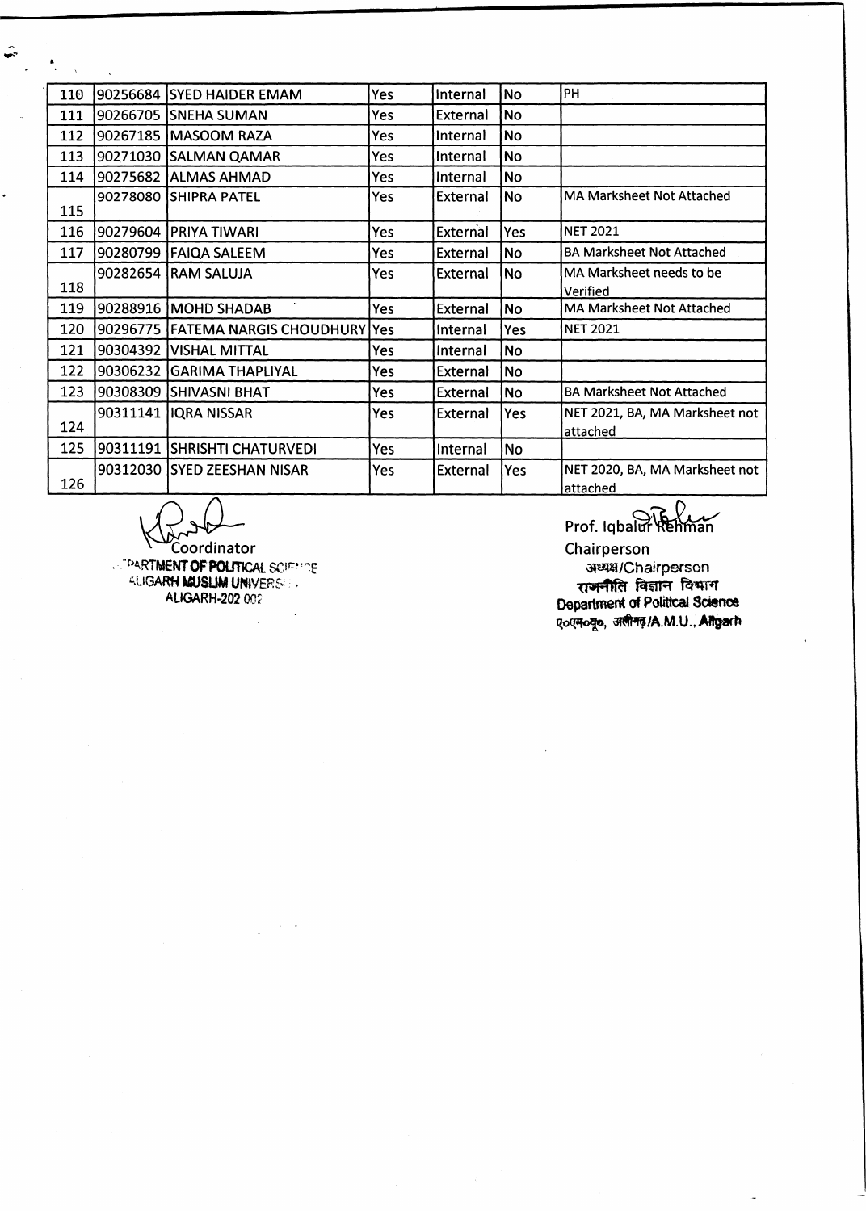| | | | | | | |
|---|---|---|---|---|---|---|
| 110 | 90256684 | SYED HAIDER EMAM | Yes | Internal | No | PH |
| 111 | 90266705 | SNEHA SUMAN | Yes | External | No | |
| 112 | 90267185 | MASOOM RAZA | Yes | Internal | No | |
| 113 | 90271030 | SALMAN QAMAR | Yes | Internal | No | |
| 114 | 90275682 | ALMAS AHMAD | Yes | Internal | No | |
| 115 | 90278080 | SHIPRA PATEL | Yes | External | No | MA Marksheet Not Attached |
| 116 | 90279604 | PRIYA TIWARI | Yes | External | Yes | NET 2021 |
| 117 | 90280799 | FAIQA SALEEM | Yes | External | No | BA Marksheet Not Attached |
| 118 | 90282654 | RAM SALUJA | Yes | External | No | MA Marksheet needs to be Verified |
| 119 | 90288916 | MOHD SHADAB | Yes | External | No | MA Marksheet Not Attached |
| 120 | 90296775 | FATEMA NARGIS CHOUDHURY | Yes | Internal | Yes | NET 2021 |
| 121 | 90304392 | VISHAL MITTAL | Yes | Internal | No | |
| 122 | 90306232 | GARIMA THAPLIYAL | Yes | External | No | |
| 123 | 90308309 | SHIVASNI BHAT | Yes | External | No | BA Marksheet Not Attached |
| 124 | 90311141 | IQRA NISSAR | Yes | External | Yes | NET 2021, BA, MA Marksheet not attached |
| 125 | 90311191 | SHRISHTI CHATURVEDI | Yes | Internal | No | |
| 126 | 90312030 | SYED ZEESHAN NISAR | Yes | External | Yes | NET 2020, BA, MA Marksheet not attached |

Coordinator
DEPARTMENT OF POLITICAL SCIENCE
ALIGARH MUSLIM UNIVERSITY
ALIGARH-202 002

Prof. Iqbalur Rehman
Chairperson
अध्यक्ष/Chairperson
राजनीति विज्ञान विभाग
Department of Political Science
ए०एम०यू०, अलीगढ़/A.M.U., Aligarh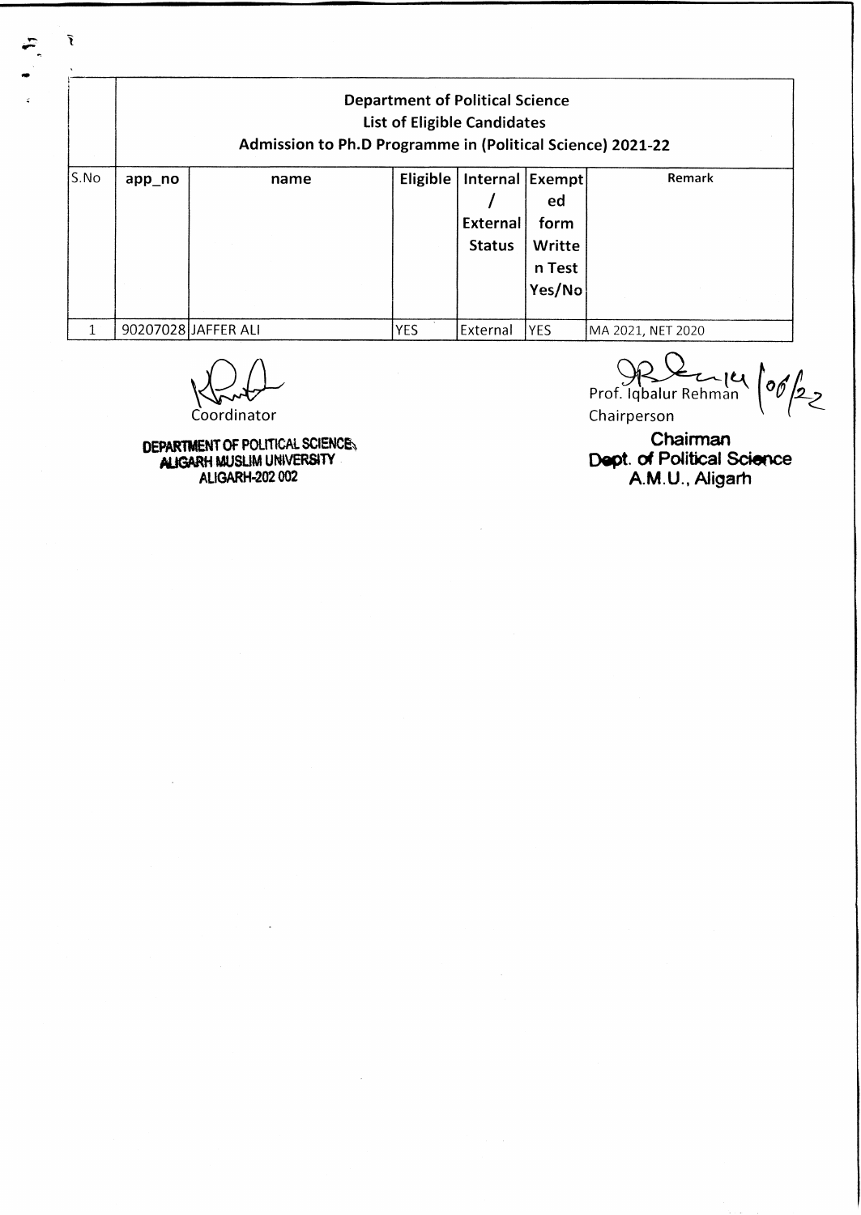| S.No | app_no | name | Eligible | Internal / External Status | Exempted form Written Test Yes/No | Remark |
|---|---|---|---|---|---|---|
| | **Department of Political Science**<br>**List of Eligible Candidates**<br>**Admission to Ph.D Programme in (Political Science) 2021-22** | | | | | |
| 1 | 90207028 | JAFFER ALI | YES | External | YES | MA 2021, NET 2020 |

Coordinator

**DEPARTMENT OF POLITICAL SCIENCE**
**ALIGARH MUSLIM UNIVERSITY**
**ALIGARH-202 002**

14/06/22

Prof. Iqbalur Rehman
Chairperson

**Chairman**
**Dept. of Political Science**
**A.M.U., Aligarh**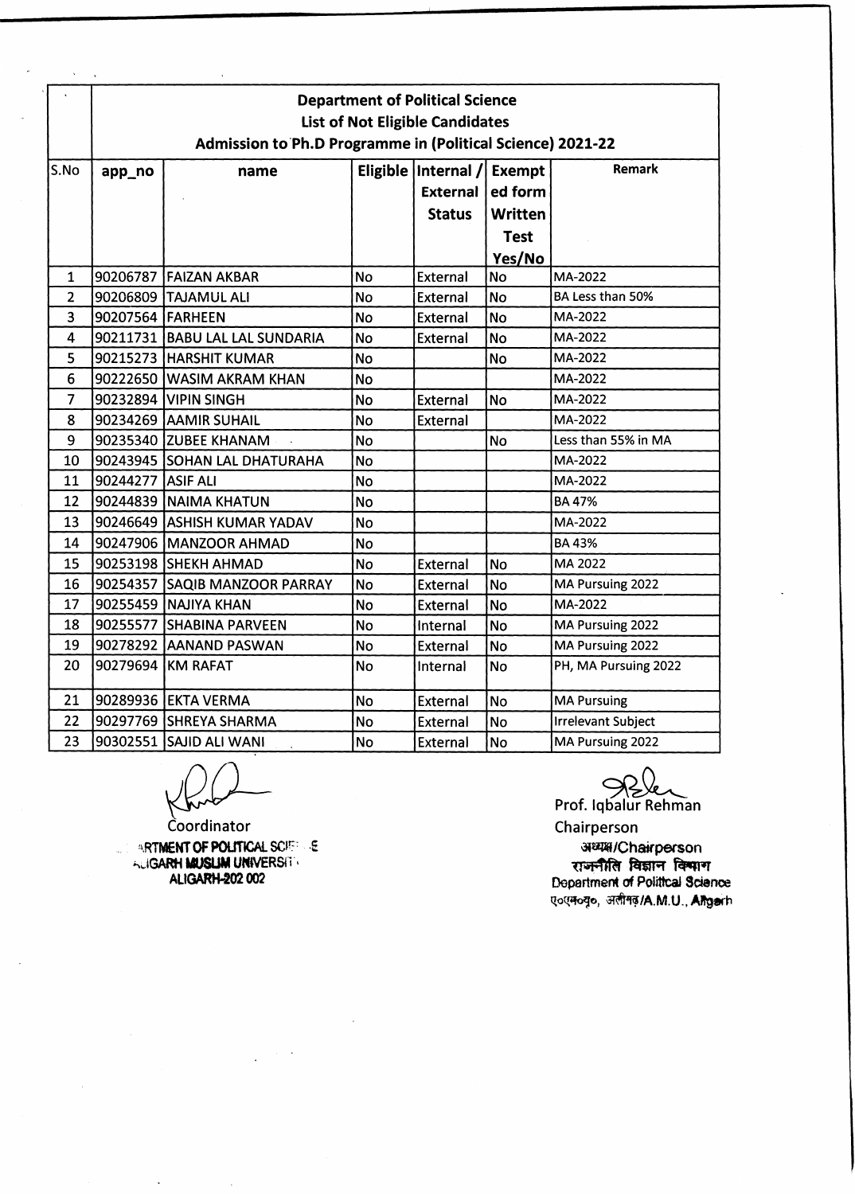## Department of Political Science
## List of Not Eligible Candidates
## Admission to Ph.D Programme in (Political Science) 2021-22

| S.No | app_no | name | Eligible | Internal / External Status | Exempted form Written Test Yes/No | Remark |
|---|---|---|---|---|---|---|
| 1 | 90206787 | FAIZAN AKBAR | No | External | No | MA-2022 |
| 2 | 90206809 | TAJAMUL ALI | No | External | No | BA Less than 50% |
| 3 | 90207564 | FARHEEN | No | External | No | MA-2022 |
| 4 | 90211731 | BABU LAL LAL SUNDARIA | No | External | No | MA-2022 |
| 5 | 90215273 | HARSHIT KUMAR | No | | No | MA-2022 |
| 6 | 90222650 | WASIM AKRAM KHAN | No | | | MA-2022 |
| 7 | 90232894 | VIPIN SINGH | No | External | No | MA-2022 |
| 8 | 90234269 | AAMIR SUHAIL | No | External | | MA-2022 |
| 9 | 90235340 | ZUBEE KHANAM | No | | No | Less than 55% in MA |
| 10 | 90243945 | SOHAN LAL DHATURAHA | No | | | MA-2022 |
| 11 | 90244277 | ASIF ALI | No | | | MA-2022 |
| 12 | 90244839 | NAIMA KHATUN | No | | | BA 47% |
| 13 | 90246649 | ASHISH KUMAR YADAV | No | | | MA-2022 |
| 14 | 90247906 | MANZOOR AHMAD | No | | | BA 43% |
| 15 | 90253198 | SHEKH AHMAD | No | External | No | MA 2022 |
| 16 | 90254357 | SAQIB MANZOOR PARRAY | No | External | No | MA Pursuing 2022 |
| 17 | 90255459 | NAJIYA KHAN | No | External | No | MA-2022 |
| 18 | 90255577 | SHABINA PARVEEN | No | Internal | No | MA Pursuing 2022 |
| 19 | 90278292 | AANAND PASWAN | No | External | No | MA Pursuing 2022 |
| 20 | 90279694 | KM RAFAT | No | Internal | No | PH, MA Pursuing 2022 |
| 21 | 90289936 | EKTA VERMA | No | External | No | MA Pursuing |
| 22 | 90297769 | SHREYA SHARMA | No | External | No | Irrelevant Subject |
| 23 | 90302551 | SAJID ALI WANI | No | External | No | MA Pursuing 2022 |

Coordinator
DEPARTMENT OF POLITICAL SCIENCE
ALIGARH MUSLIM UNIVERSITY
ALIGARH-202 002

Prof. Iqbalur Rehman
Chairperson
अध्यक्ष/Chairperson
राजनीति विज्ञान विभाग
Department of Political Science
ए०एम०यू०, अलीगढ़/A.M.U., Aligarh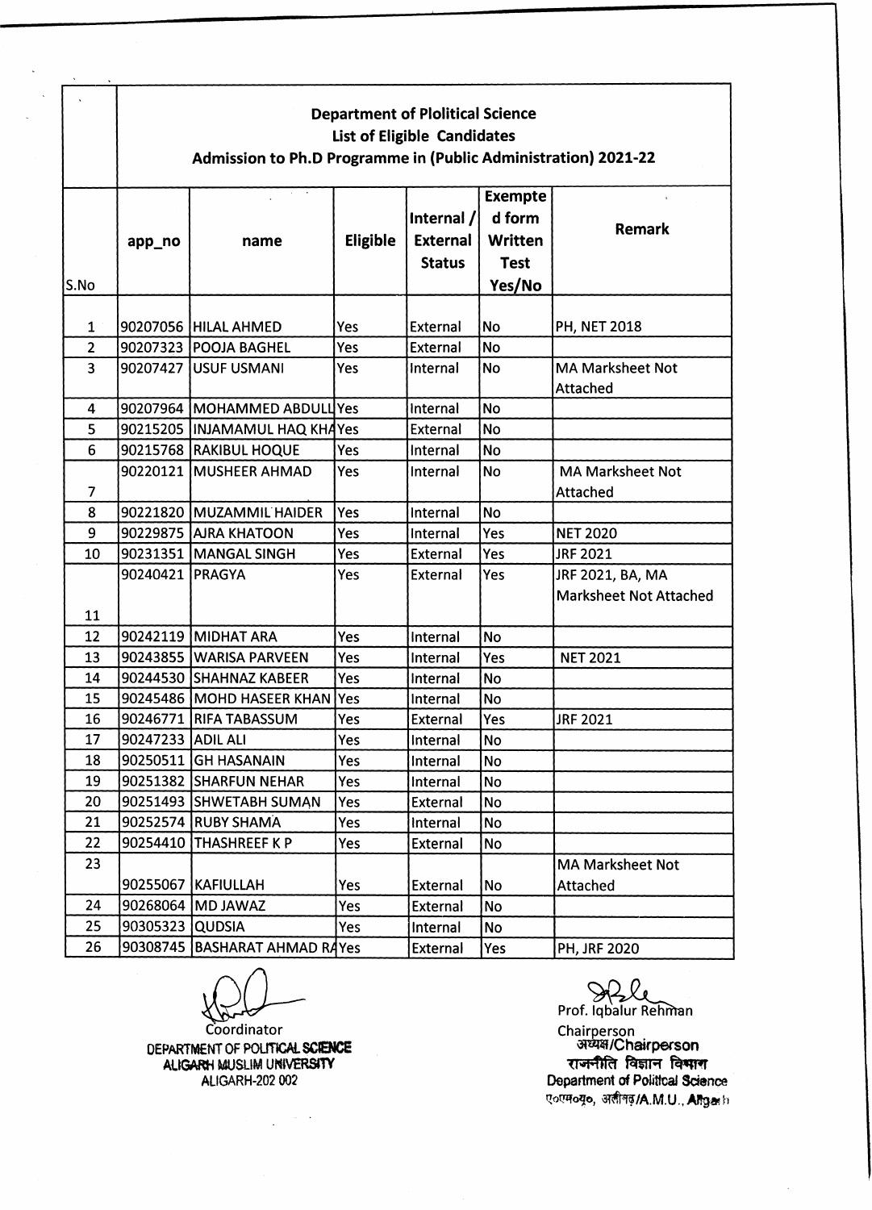**Department of Plolitical Science**
**List of Eligible Candidates**
**Admission to Ph.D Programme in (Public Administration) 2021-22**

| S.No | app_no | name | Eligible | Internal / External Status | Exempted form Written Test Yes/No | Remark |
|---|---|---|---|---|---|---|
| 1 | 90207056 | HILAL AHMED | Yes | External | No | PH, NET 2018 |
| 2 | 90207323 | POOJA BAGHEL | Yes | External | No | |
| 3 | 90207427 | USUF USMANI | Yes | Internal | No | MA Marksheet Not Attached |
| 4 | 90207964 | MOHAMMED ABDULL | Yes | Internal | No | |
| 5 | 90215205 | INJAMAMUL HAQ KHA | Yes | External | No | |
| 6 | 90215768 | RAKIBUL HOQUE | Yes | Internal | No | |
| 7 | 90220121 | MUSHEER AHMAD | Yes | Internal | No | MA Marksheet Not Attached |
| 8 | 90221820 | MUZAMMIL HAIDER | Yes | Internal | No | |
| 9 | 90229875 | AJRA KHATOON | Yes | Internal | Yes | NET 2020 |
| 10 | 90231351 | MANGAL SINGH | Yes | External | Yes | JRF 2021 |
| 11 | 90240421 | PRAGYA | Yes | External | Yes | JRF 2021, BA, MA Marksheet Not Attached |
| 12 | 90242119 | MIDHAT ARA | Yes | Internal | No | |
| 13 | 90243855 | WARISA PARVEEN | Yes | Internal | Yes | NET 2021 |
| 14 | 90244530 | SHAHNAZ KABEER | Yes | Internal | No | |
| 15 | 90245486 | MOHD HASEER KHAN | Yes | Internal | No | |
| 16 | 90246771 | RIFA TABASSUM | Yes | External | Yes | JRF 2021 |
| 17 | 90247233 | ADIL ALI | Yes | Internal | No | |
| 18 | 90250511 | GH HASANAIN | Yes | Internal | No | |
| 19 | 90251382 | SHARFUN NEHAR | Yes | Internal | No | |
| 20 | 90251493 | SHWETABH SUMAN | Yes | External | No | |
| 21 | 90252574 | RUBY SHAMA | Yes | Internal | No | |
| 22 | 90254410 | THASHREEF K P | Yes | External | No | |
| 23 | 90255067 | KAFIULLAH | Yes | External | No | MA Marksheet Not Attached |
| 24 | 90268064 | MD JAWAZ | Yes | External | No | |
| 25 | 90305323 | QUDSIA | Yes | Internal | No | |
| 26 | 90308745 | BASHARAT AHMAD RA | Yes | External | Yes | PH, JRF 2020 |

Coordinator
DEPARTMENT OF POLITICAL SCIENCE
ALIGARH MUSLIM UNIVERSITY
ALIGARH-202 002

Prof. Iqbalur Rehman
Chairperson
अध्यक्ष/Chairperson
राजनीति विज्ञान विभाग
Department of Political Science
ए०एम०यू०, अलीगढ़/A.M.U., Aligarh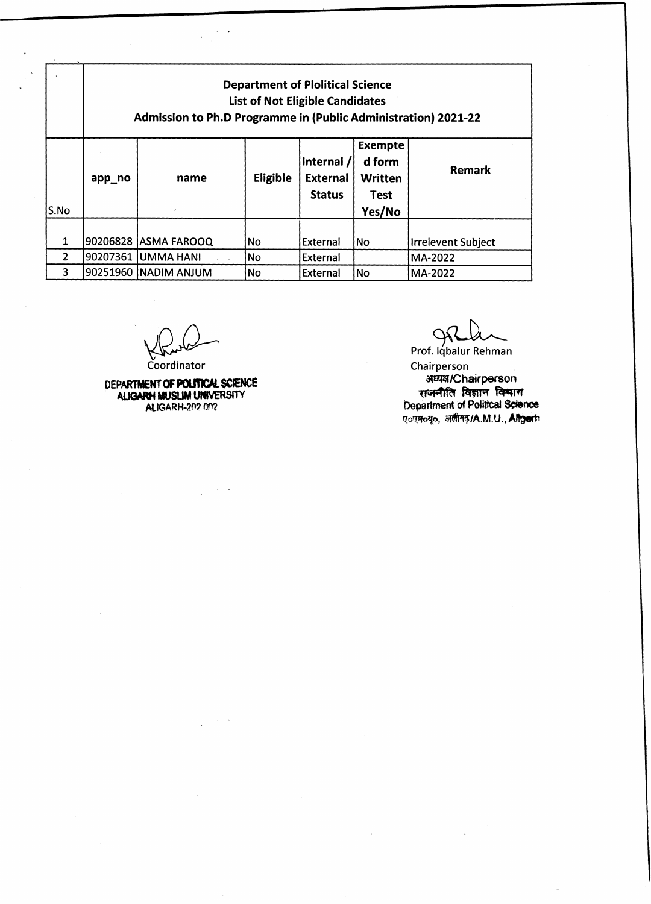## Department of Plolitical Science
## List of Not Eligible Candidates
## Admission to Ph.D Programme in (Public Administration) 2021-22

| S.No | app_no | name | Eligible | Internal / External Status | Exempted form Written Test Yes/No | Remark |
|---|---|---|---|---|---|---|
| 1 | 90206828 | ASMA FAROOQ | No | External | No | Irrelevent Subject |
| 2 | 90207361 | UMMA HANI | No | External | | MA-2022 |
| 3 | 90251960 | NADIM ANJUM | No | External | No | MA-2022 |

Coordinator
DEPARTMENT OF POLITICAL SCIENCE
ALIGARH MUSLIM UNIVERSITY
ALIGARH-202 002

Prof. Iqbalur Rehman
Chairperson
अध्यक्ष/Chairperson
राजनीति विज्ञान विभाग
Department of Political Science
ए०एम०यू०, अलीगढ़/A.M.U., Aligarh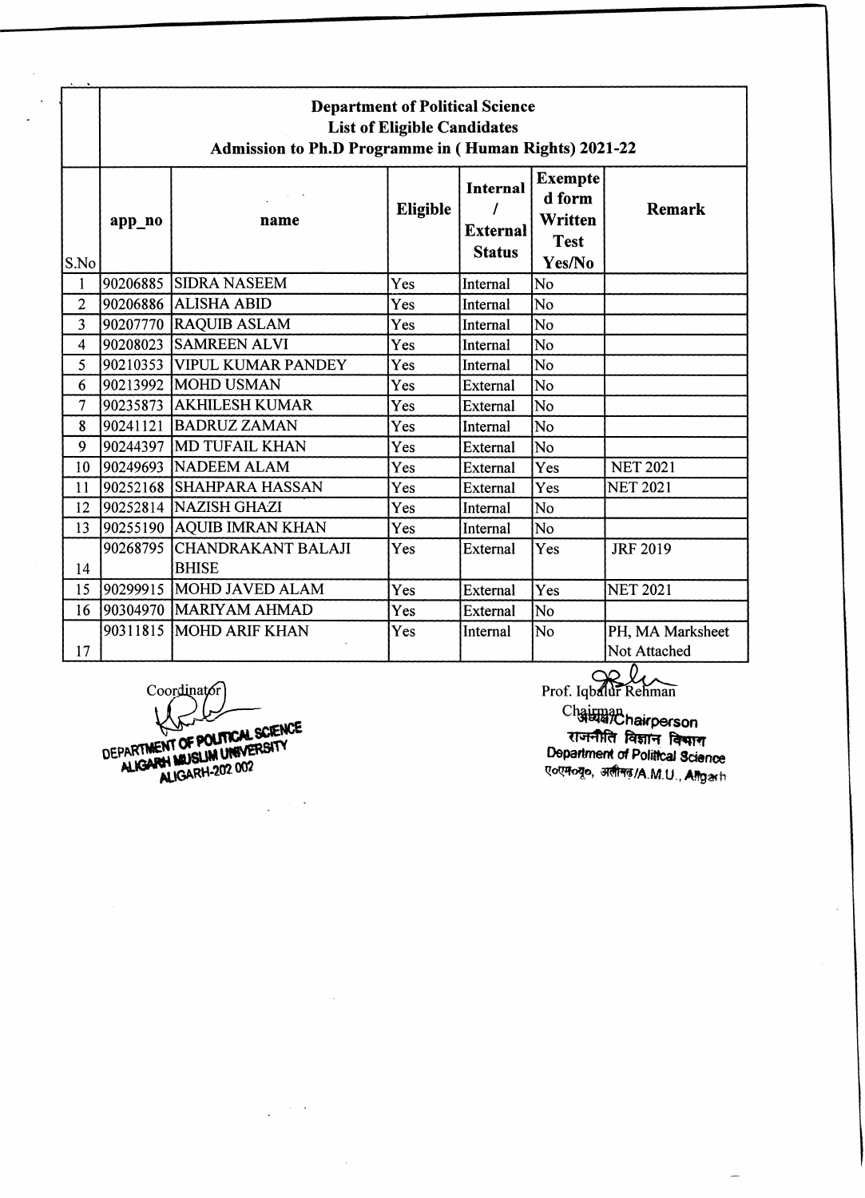**Department of Political Science**
**List of Eligible Candidates**
**Admission to Ph.D Programme in ( Human Rights) 2021-22**

| S.No | app_no | name | Eligible | Internal / External Status | Exempted form Written Test Yes/No | Remark |
|---|---|---|---|---|---|---|
| 1 | 90206885 | SIDRA NASEEM | Yes | Internal | No | |
| 2 | 90206886 | ALISHA ABID | Yes | Internal | No | |
| 3 | 90207770 | RAQUIB ASLAM | Yes | Internal | No | |
| 4 | 90208023 | SAMREEN ALVI | Yes | Internal | No | |
| 5 | 90210353 | VIPUL KUMAR PANDEY | Yes | Internal | No | |
| 6 | 90213992 | MOHD USMAN | Yes | External | No | |
| 7 | 90235873 | AKHILESH KUMAR | Yes | External | No | |
| 8 | 90241121 | BADRUZ ZAMAN | Yes | Internal | No | |
| 9 | 90244397 | MD TUFAIL KHAN | Yes | External | No | |
| 10 | 90249693 | NADEEM ALAM | Yes | External | Yes | NET 2021 |
| 11 | 90252168 | SHAHPARA HASSAN | Yes | External | Yes | NET 2021 |
| 12 | 90252814 | NAZISH GHAZI | Yes | Internal | No | |
| 13 | 90255190 | AQUIB IMRAN KHAN | Yes | Internal | No | |
| 14 | 90268795 | CHANDRAKANT BALAJI BHISE | Yes | External | Yes | JRF 2019 |
| 15 | 90299915 | MOHD JAVED ALAM | Yes | External | Yes | NET 2021 |
| 16 | 90304970 | MARIYAM AHMAD | Yes | External | No | |
| 17 | 90311815 | MOHD ARIF KHAN | Yes | Internal | No | PH, MA Marksheet Not Attached |

Coordinator
DEPARTMENT OF POLITICAL SCIENCE
ALIGARH MUSLIM UNIVERSITY
ALIGARH-202 002

Prof. Iqbalur Rehman
Chairman
अध्यक्ष/Chairperson
राजनीति विज्ञान विभाग
Department of Political Science
ए०एम०यू०, अलीगढ़/A.M.U., Aligarh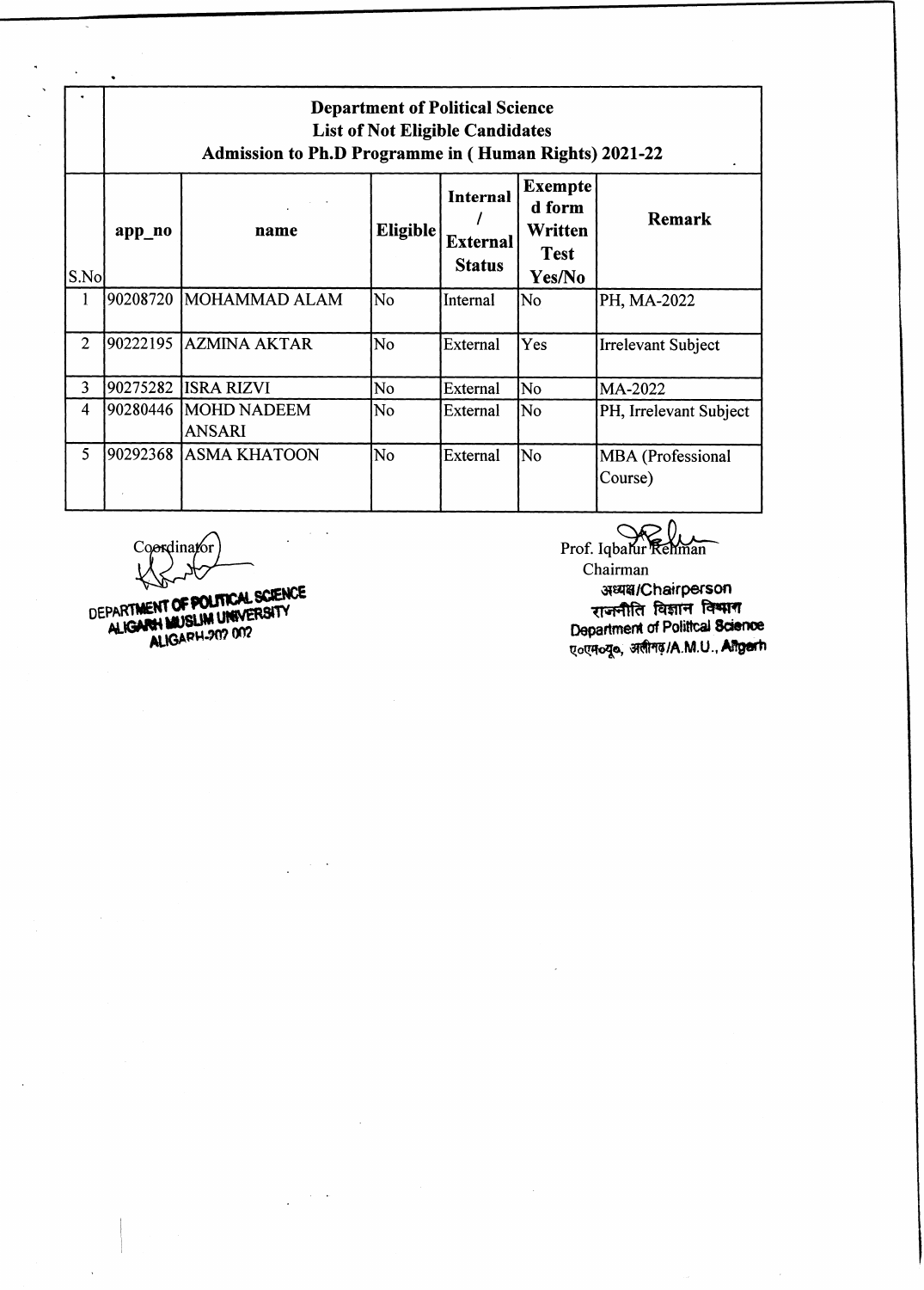## Department of Political Science
## List of Not Eligible Candidates
## Admission to Ph.D Programme in ( Human Rights) 2021-22

| S.No | app_no | name | Eligible | Internal / External Status | Exempted form Written Test Yes/No | Remark |
|---|---|---|---|---|---|---|
| 1 | 90208720 | MOHAMMAD ALAM | No | Internal | No | PH, MA-2022 |
| 2 | 90222195 | AZMINA AKTAR | No | External | Yes | Irrelevant Subject |
| 3 | 90275282 | ISRA RIZVI | No | External | No | MA-2022 |
| 4 | 90280446 | MOHD NADEEM ANSARI | No | External | No | PH, Irrelevant Subject |
| 5 | 90292368 | ASMA KHATOON | No | External | No | MBA (Professional Course) |

Coordinator
DEPARTMENT OF POLITICAL SCIENCE
ALIGARH MUSLIM UNIVERSITY
ALIGARH-202 002

Prof. Iqbalur Rehman
Chairman
अध्यक्ष/Chairperson
राजनीति विज्ञान विभाग
Department of Political Science
ए०एम०यू०, अलीगढ़/A.M.U., Aligarh